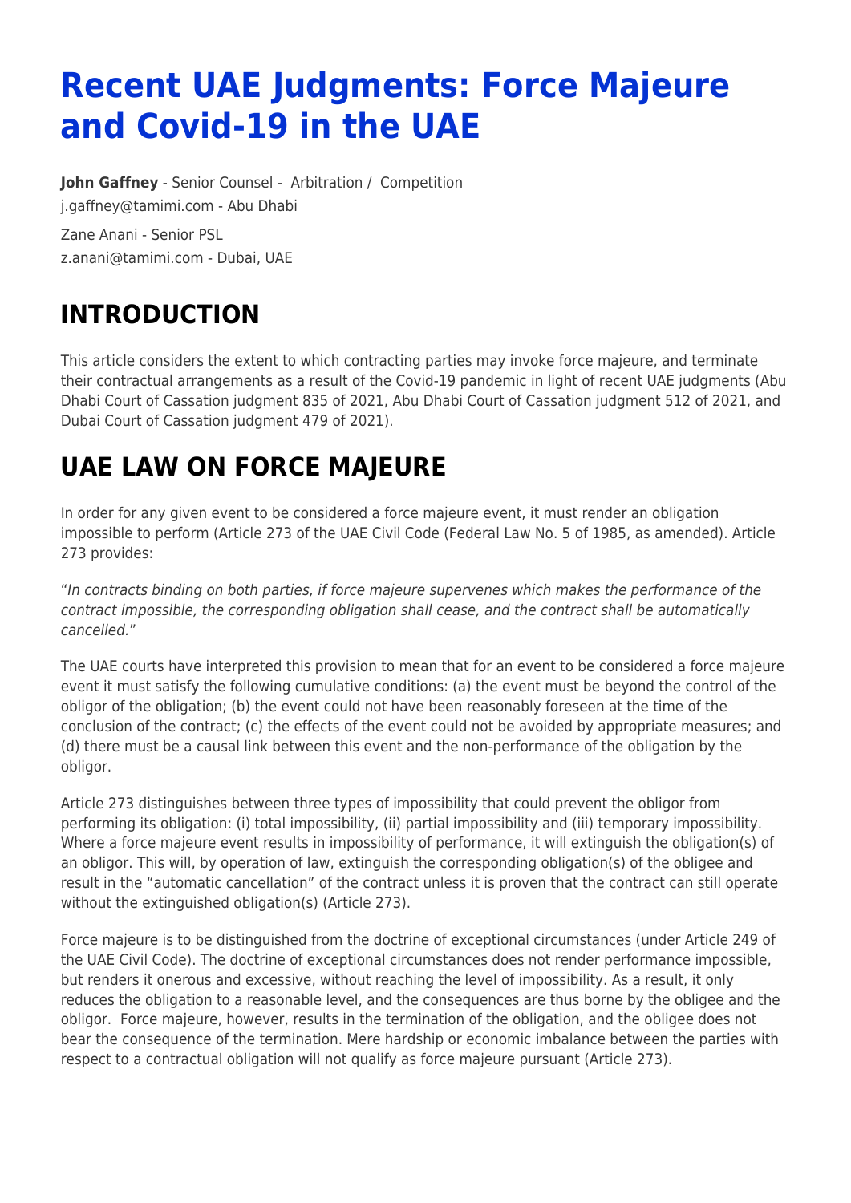# Recent UAE Judgments: Force Majeure and Covid-19 in the UAE

**John Gaffney** - Senior Counsel - Arbitration / Competition
j.gaffney@tamimi.com - Abu Dhabi

Zane Anani - Senior PSL
z.anani@tamimi.com - Dubai, UAE

## INTRODUCTION

This article considers the extent to which contracting parties may invoke force majeure, and terminate their contractual arrangements as a result of the Covid-19 pandemic in light of recent UAE judgments (Abu Dhabi Court of Cassation judgment 835 of 2021, Abu Dhabi Court of Cassation judgment 512 of 2021, and Dubai Court of Cassation judgment 479 of 2021).

## UAE LAW ON FORCE MAJEURE

In order for any given event to be considered a force majeure event, it must render an obligation impossible to perform (Article 273 of the UAE Civil Code (Federal Law No. 5 of 1985, as amended). Article 273 provides:

"*In contracts binding on both parties, if force majeure supervenes which makes the performance of the contract impossible, the corresponding obligation shall cease, and the contract shall be automatically cancelled.*"

The UAE courts have interpreted this provision to mean that for an event to be considered a force majeure event it must satisfy the following cumulative conditions: (a) the event must be beyond the control of the obligor of the obligation; (b) the event could not have been reasonably foreseen at the time of the conclusion of the contract; (c) the effects of the event could not be avoided by appropriate measures; and (d) there must be a causal link between this event and the non-performance of the obligation by the obligor.

Article 273 distinguishes between three types of impossibility that could prevent the obligor from performing its obligation: (i) total impossibility, (ii) partial impossibility and (iii) temporary impossibility. Where a force majeure event results in impossibility of performance, it will extinguish the obligation(s) of an obligor. This will, by operation of law, extinguish the corresponding obligation(s) of the obligee and result in the "automatic cancellation" of the contract unless it is proven that the contract can still operate without the extinguished obligation(s) (Article 273).

Force majeure is to be distinguished from the doctrine of exceptional circumstances (under Article 249 of the UAE Civil Code). The doctrine of exceptional circumstances does not render performance impossible, but renders it onerous and excessive, without reaching the level of impossibility. As a result, it only reduces the obligation to a reasonable level, and the consequences are thus borne by the obligee and the obligor. Force majeure, however, results in the termination of the obligation, and the obligee does not bear the consequence of the termination. Mere hardship or economic imbalance between the parties with respect to a contractual obligation will not qualify as force majeure pursuant (Article 273).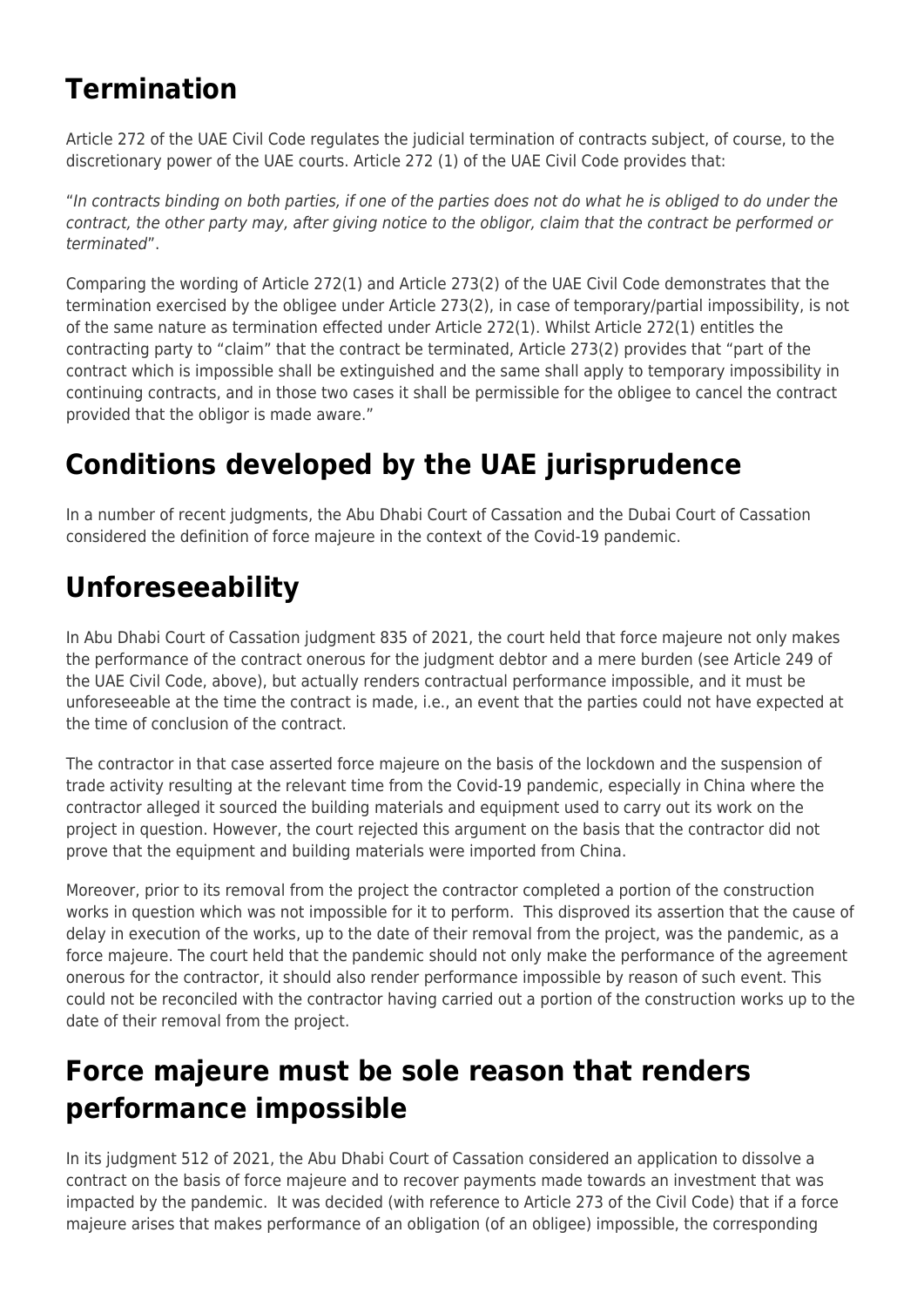## Termination

Article 272 of the UAE Civil Code regulates the judicial termination of contracts subject, of course, to the discretionary power of the UAE courts. Article 272 (1) of the UAE Civil Code provides that:

"*In contracts binding on both parties, if one of the parties does not do what he is obliged to do under the contract, the other party may, after giving notice to the obligor, claim that the contract be performed or terminated*".

Comparing the wording of Article 272(1) and Article 273(2) of the UAE Civil Code demonstrates that the termination exercised by the obligee under Article 273(2), in case of temporary/partial impossibility, is not of the same nature as termination effected under Article 272(1). Whilst Article 272(1) entitles the contracting party to "claim" that the contract be terminated, Article 273(2) provides that "part of the contract which is impossible shall be extinguished and the same shall apply to temporary impossibility in continuing contracts, and in those two cases it shall be permissible for the obligee to cancel the contract provided that the obligor is made aware."

## Conditions developed by the UAE jurisprudence

In a number of recent judgments, the Abu Dhabi Court of Cassation and the Dubai Court of Cassation considered the definition of force majeure in the context of the Covid-19 pandemic.

## Unforeseeability

In Abu Dhabi Court of Cassation judgment 835 of 2021, the court held that force majeure not only makes the performance of the contract onerous for the judgment debtor and a mere burden (see Article 249 of the UAE Civil Code, above), but actually renders contractual performance impossible, and it must be unforeseeable at the time the contract is made, i.e., an event that the parties could not have expected at the time of conclusion of the contract.

The contractor in that case asserted force majeure on the basis of the lockdown and the suspension of trade activity resulting at the relevant time from the Covid-19 pandemic, especially in China where the contractor alleged it sourced the building materials and equipment used to carry out its work on the project in question. However, the court rejected this argument on the basis that the contractor did not prove that the equipment and building materials were imported from China.

Moreover, prior to its removal from the project the contractor completed a portion of the construction works in question which was not impossible for it to perform. This disproved its assertion that the cause of delay in execution of the works, up to the date of their removal from the project, was the pandemic, as a force majeure. The court held that the pandemic should not only make the performance of the agreement onerous for the contractor, it should also render performance impossible by reason of such event. This could not be reconciled with the contractor having carried out a portion of the construction works up to the date of their removal from the project.

## Force majeure must be sole reason that renders performance impossible

In its judgment 512 of 2021, the Abu Dhabi Court of Cassation considered an application to dissolve a contract on the basis of force majeure and to recover payments made towards an investment that was impacted by the pandemic. It was decided (with reference to Article 273 of the Civil Code) that if a force majeure arises that makes performance of an obligation (of an obligee) impossible, the corresponding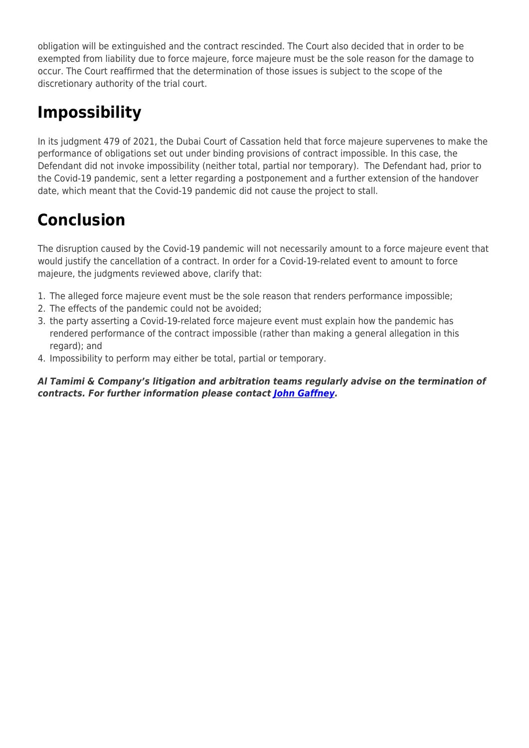obligation will be extinguished and the contract rescinded. The Court also decided that in order to be exempted from liability due to force majeure, force majeure must be the sole reason for the damage to occur. The Court reaffirmed that the determination of those issues is subject to the scope of the discretionary authority of the trial court.

## Impossibility

In its judgment 479 of 2021, the Dubai Court of Cassation held that force majeure supervenes to make the performance of obligations set out under binding provisions of contract impossible. In this case, the Defendant did not invoke impossibility (neither total, partial nor temporary). The Defendant had, prior to the Covid-19 pandemic, sent a letter regarding a postponement and a further extension of the handover date, which meant that the Covid-19 pandemic did not cause the project to stall.

## Conclusion

The disruption caused by the Covid-19 pandemic will not necessarily amount to a force majeure event that would justify the cancellation of a contract. In order for a Covid-19-related event to amount to force majeure, the judgments reviewed above, clarify that:

1. The alleged force majeure event must be the sole reason that renders performance impossible;
2. The effects of the pandemic could not be avoided;
3. the party asserting a Covid-19-related force majeure event must explain how the pandemic has rendered performance of the contract impossible (rather than making a general allegation in this regard); and
4. Impossibility to perform may either be total, partial or temporary.

***Al Tamimi & Company's litigation and arbitration teams regularly advise on the termination of contracts. For further information please contact John Gaffney.***